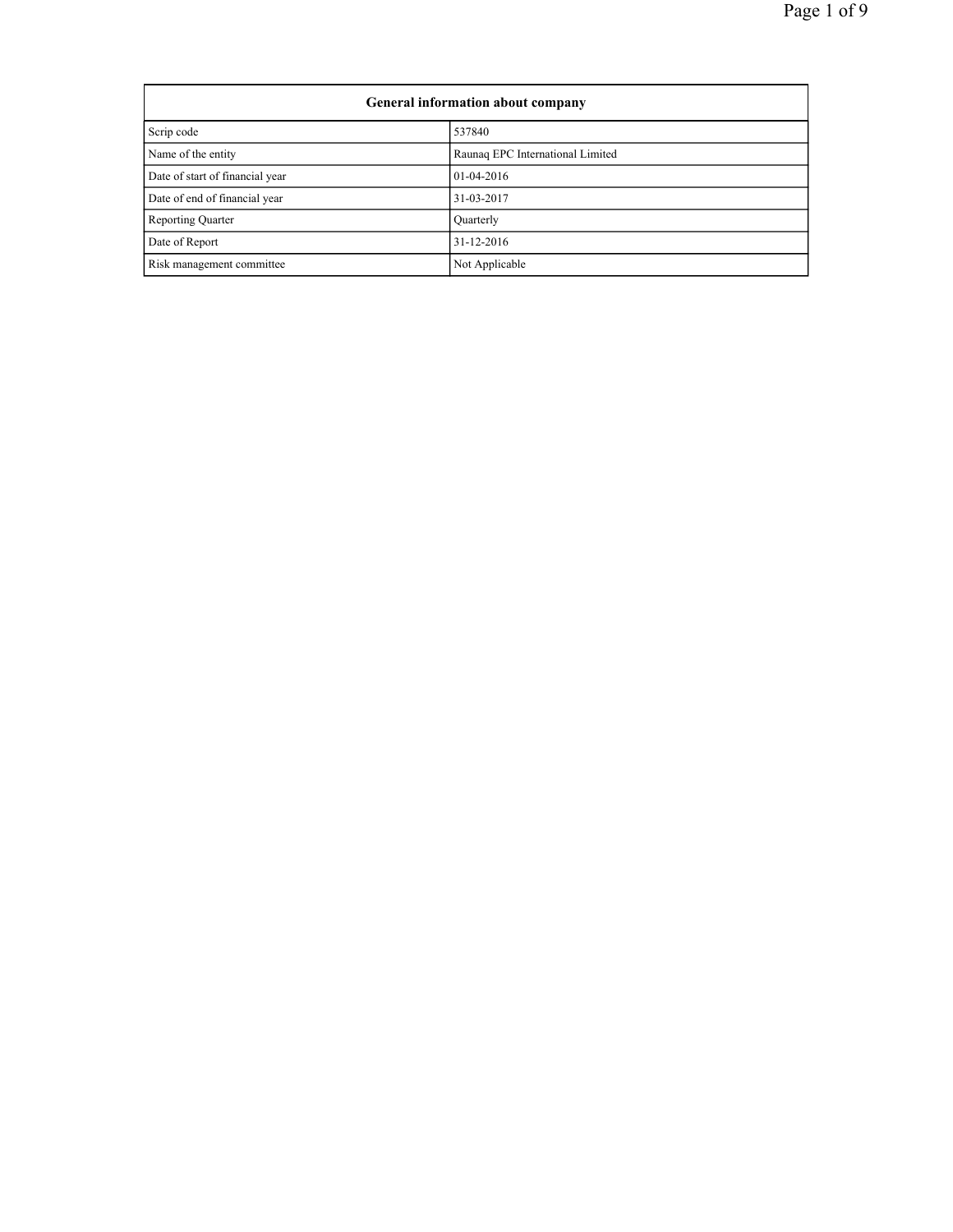| General information about company | |
|---|---|
| Scrip code | 537840 |
| Name of the entity | Raunaq EPC International Limited |
| Date of start of financial year | 01-04-2016 |
| Date of end of financial year | 31-03-2017 |
| Reporting Quarter | Quarterly |
| Date of Report | 31-12-2016 |
| Risk management committee | Not Applicable |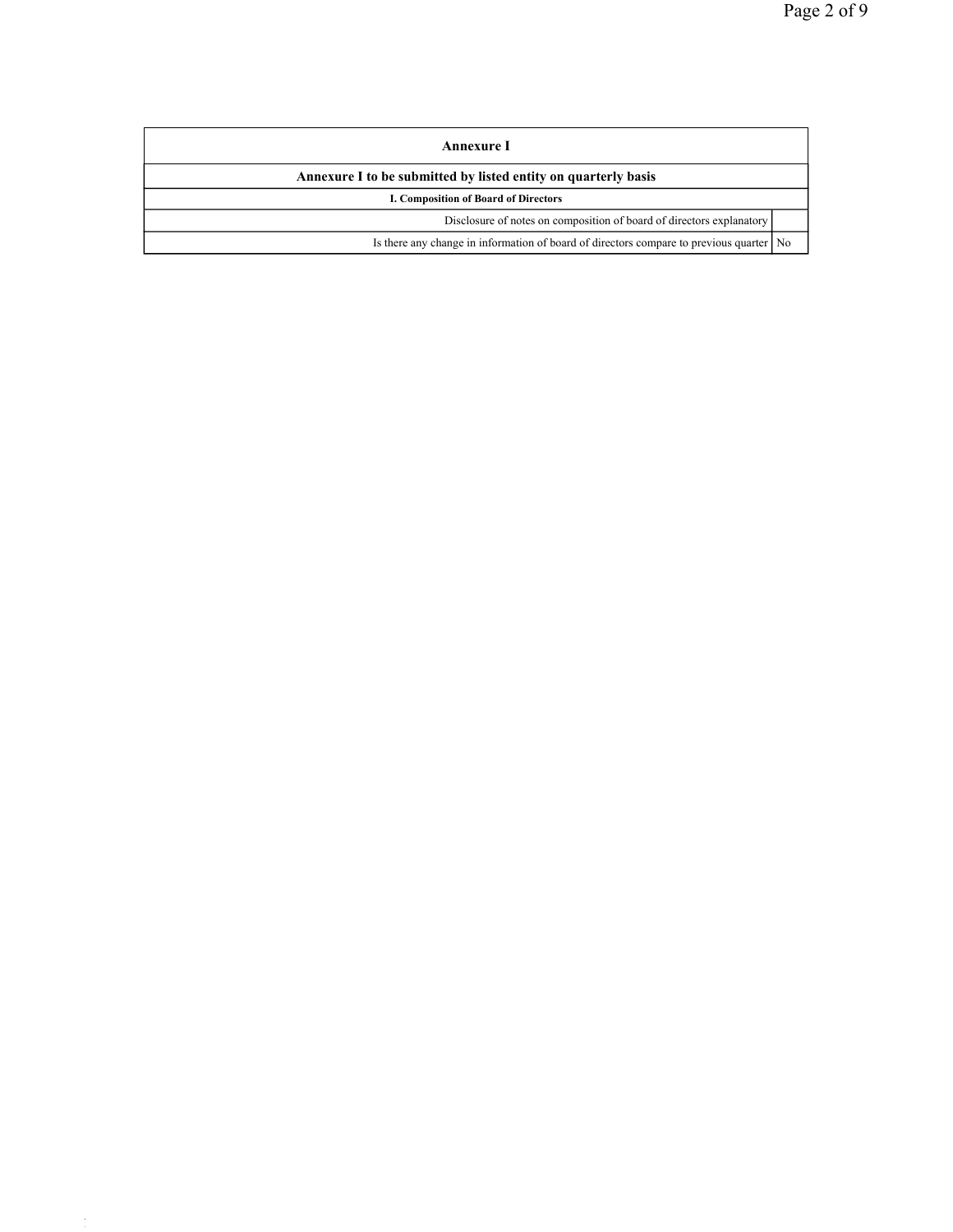| Annexure I | |
|---|---|
| **Annexure I to be submitted by listed entity on quarterly basis** | |
| **I. Composition of Board of Directors** | |
| Disclosure of notes on composition of board of directors explanatory | |
| Is there any change in information of board of directors compare to previous quarter | No |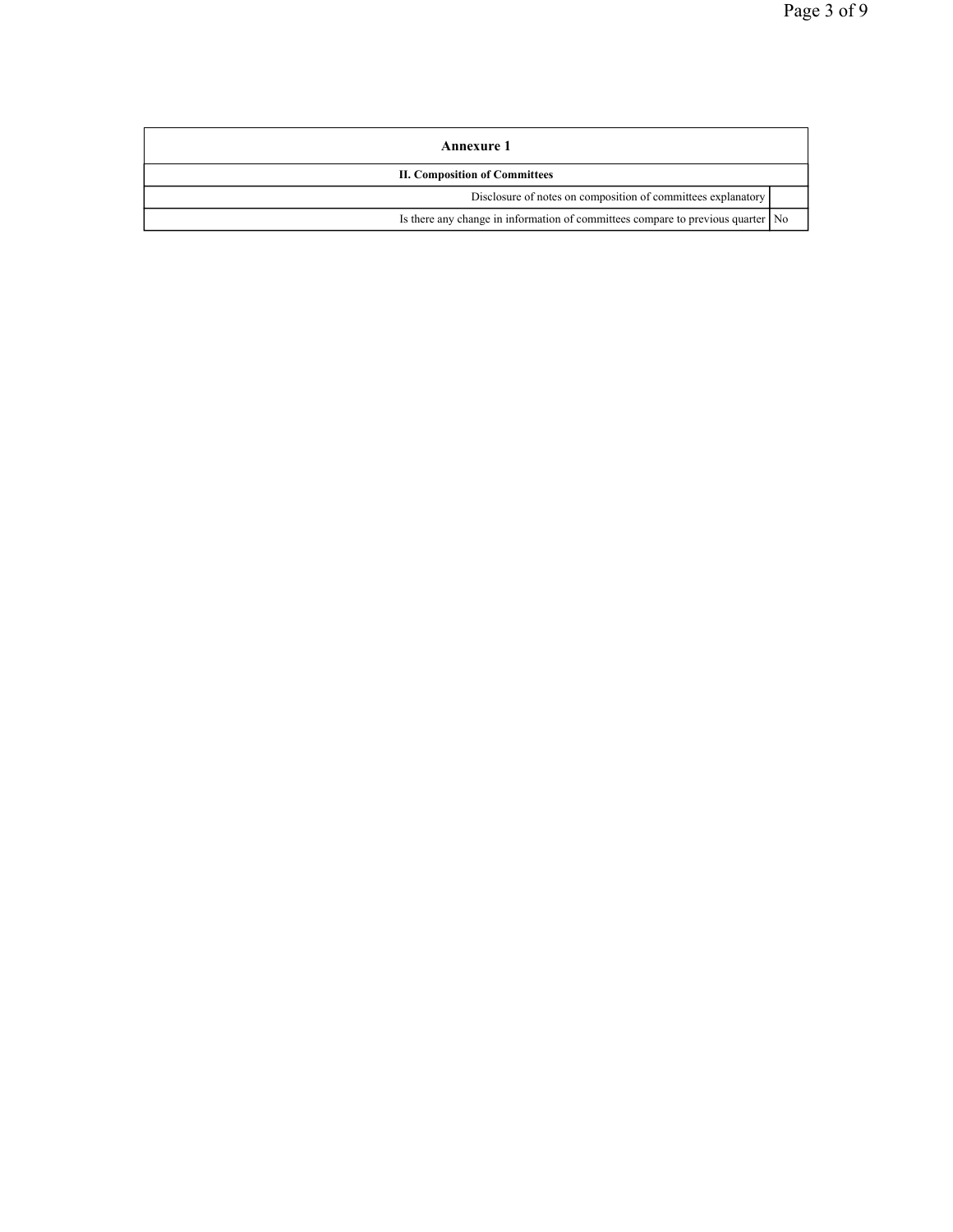| Annexure 1 | |
|---|---|
| **II. Composition of Committees** | |
| Disclosure of notes on composition of committees explanatory | |
| Is there any change in information of committees compare to previous quarter | No |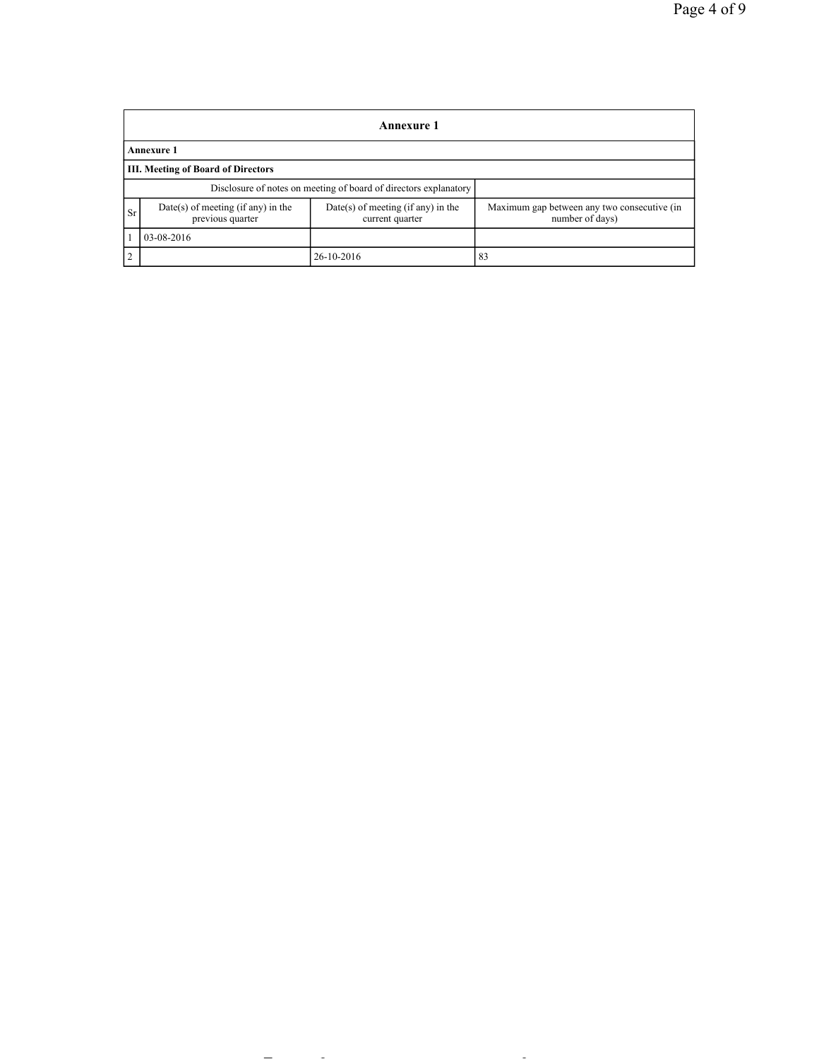## Annexure 1

**Annexure 1**

**III. Meeting of Board of Directors**

| Sr | Date(s) of meeting (if any) in the previous quarter | Date(s) of meeting (if any) in the current quarter | Maximum gap between any two consecutive (in number of days) |
|---|---|---|---|
| | Disclosure of notes on meeting of board of directors explanatory | | |
| 1 | 03-08-2016 | | |
| 2 | | 26-10-2016 | 83 |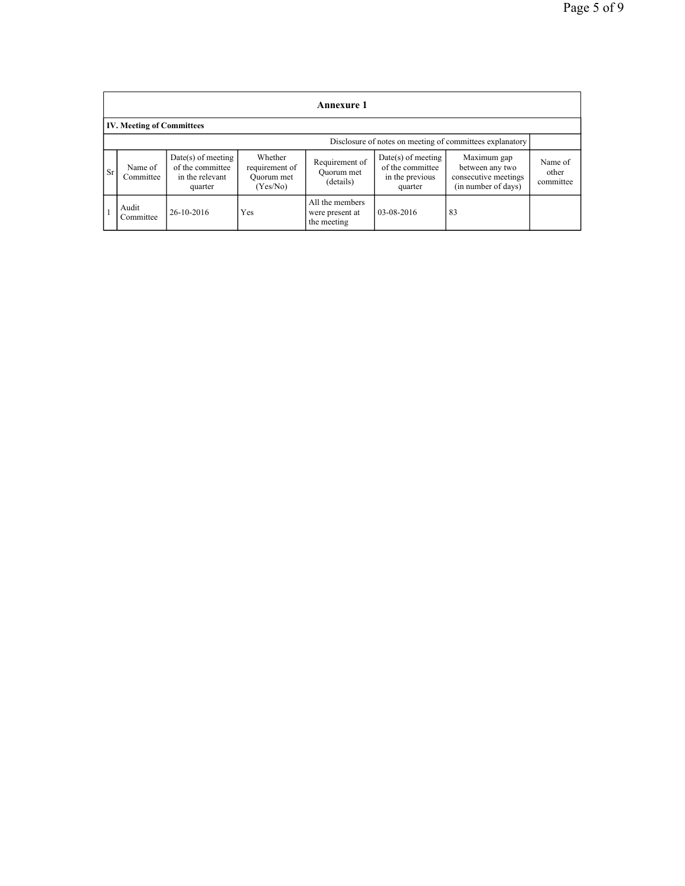## Annexure 1

### IV. Meeting of Committees

| | | | | | | | |
|---|---|---|---|---|---|---|---|
| Disclosure of notes on meeting of committees explanatory | | | | | | | |
| Sr | Name of Committee | Date(s) of meeting of the committee in the relevant quarter | Whether requirement of Quorum met (Yes/No) | Requirement of Quorum met (details) | Date(s) of meeting of the committee in the previous quarter | Maximum gap between any two consecutive meetings (in number of days) | Name of other committee |
| 1 | Audit Committee | 26-10-2016 | Yes | All the members were present at the meeting | 03-08-2016 | 83 | |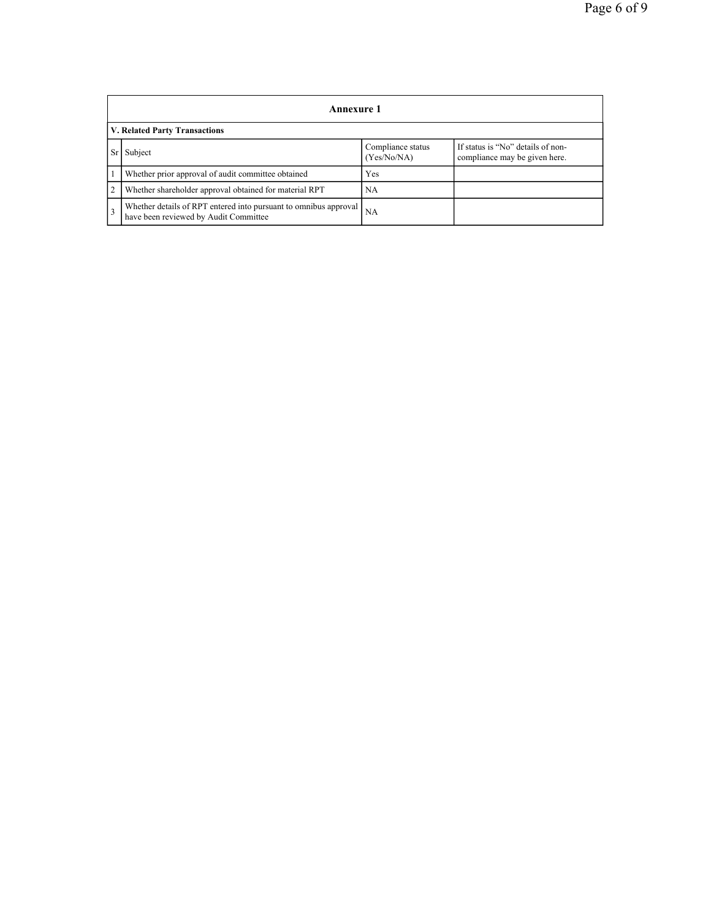## Annexure 1

### V. Related Party Transactions

| Sr | Subject | Compliance status (Yes/No/NA) | If status is "No" details of non-compliance may be given here. |
|---|---|---|---|
| 1 | Whether prior approval of audit committee obtained | Yes | |
| 2 | Whether shareholder approval obtained for material RPT | NA | |
| 3 | Whether details of RPT entered into pursuant to omnibus approval have been reviewed by Audit Committee | NA | |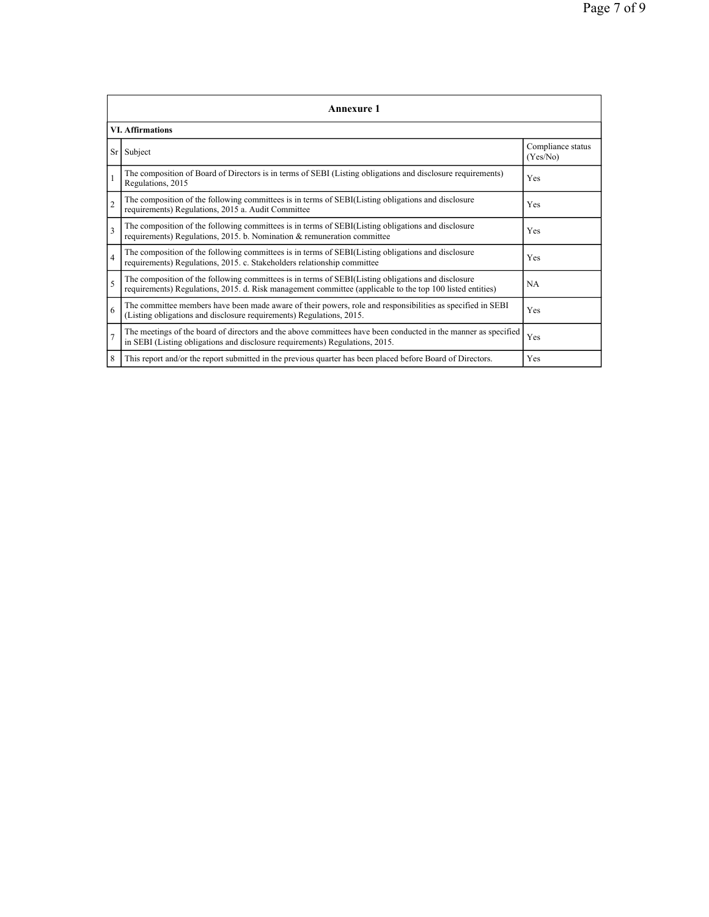## Annexure 1

### VI. Affirmations

| Sr | Subject | Compliance status (Yes/No) |
|---|---|---|
| 1 | The composition of Board of Directors is in terms of SEBI (Listing obligations and disclosure requirements) Regulations, 2015 | Yes |
| 2 | The composition of the following committees is in terms of SEBI(Listing obligations and disclosure requirements) Regulations, 2015 a. Audit Committee | Yes |
| 3 | The composition of the following committees is in terms of SEBI(Listing obligations and disclosure requirements) Regulations, 2015. b. Nomination & remuneration committee | Yes |
| 4 | The composition of the following committees is in terms of SEBI(Listing obligations and disclosure requirements) Regulations, 2015. c. Stakeholders relationship committee | Yes |
| 5 | The composition of the following committees is in terms of SEBI(Listing obligations and disclosure requirements) Regulations, 2015. d. Risk management committee (applicable to the top 100 listed entities) | NA |
| 6 | The committee members have been made aware of their powers, role and responsibilities as specified in SEBI (Listing obligations and disclosure requirements) Regulations, 2015. | Yes |
| 7 | The meetings of the board of directors and the above committees have been conducted in the manner as specified in SEBI (Listing obligations and disclosure requirements) Regulations, 2015. | Yes |
| 8 | This report and/or the report submitted in the previous quarter has been placed before Board of Directors. | Yes |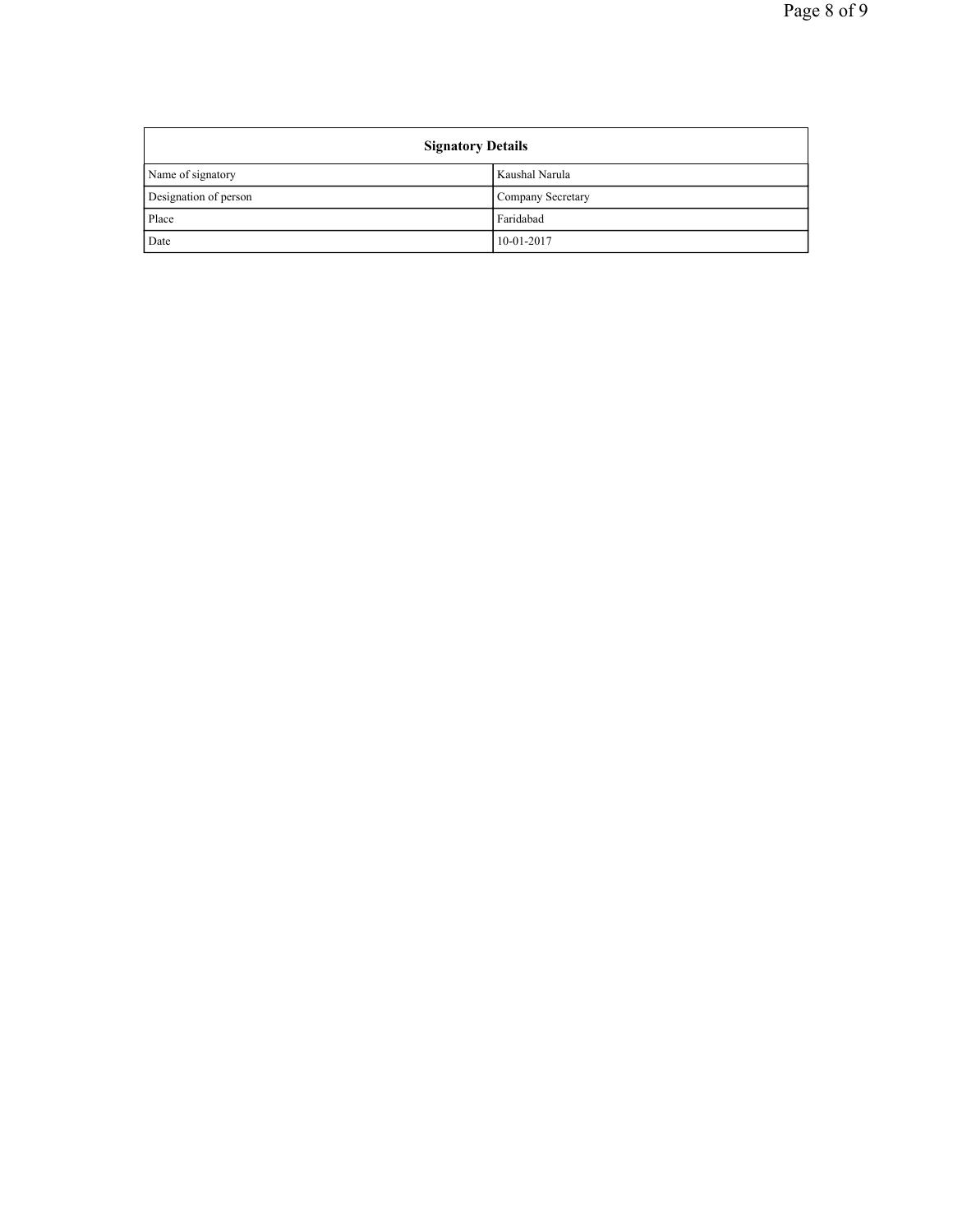| Signatory Details | |
|---|---|
| Name of signatory | Kaushal Narula |
| Designation of person | Company Secretary |
| Place | Faridabad |
| Date | 10-01-2017 |